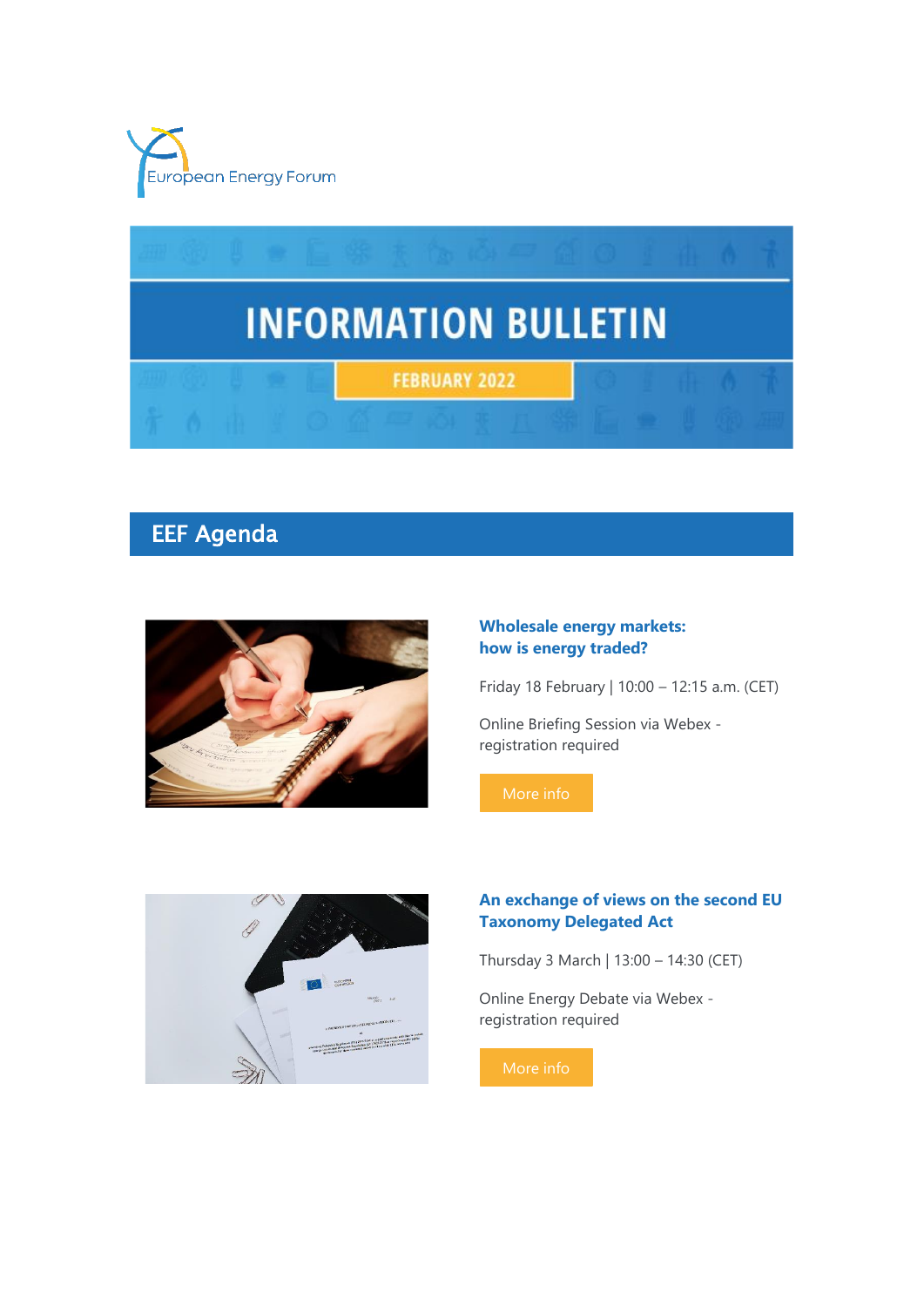European Energy Forum

# INFORMATION BULLETIN

FEBRUARY 2022

## EEF Agenda

### Wholesale energy markets: how is energy traded?

Friday 18 February | 10:00 – 12:15 a.m. (CET)

Online Briefing Session via Webex - registration required

More info

### An exchange of views on the second EU Taxonomy Delegated Act

Thursday 3 March | 13:00 – 14:30 (CET)

Online Energy Debate via Webex - registration required

More info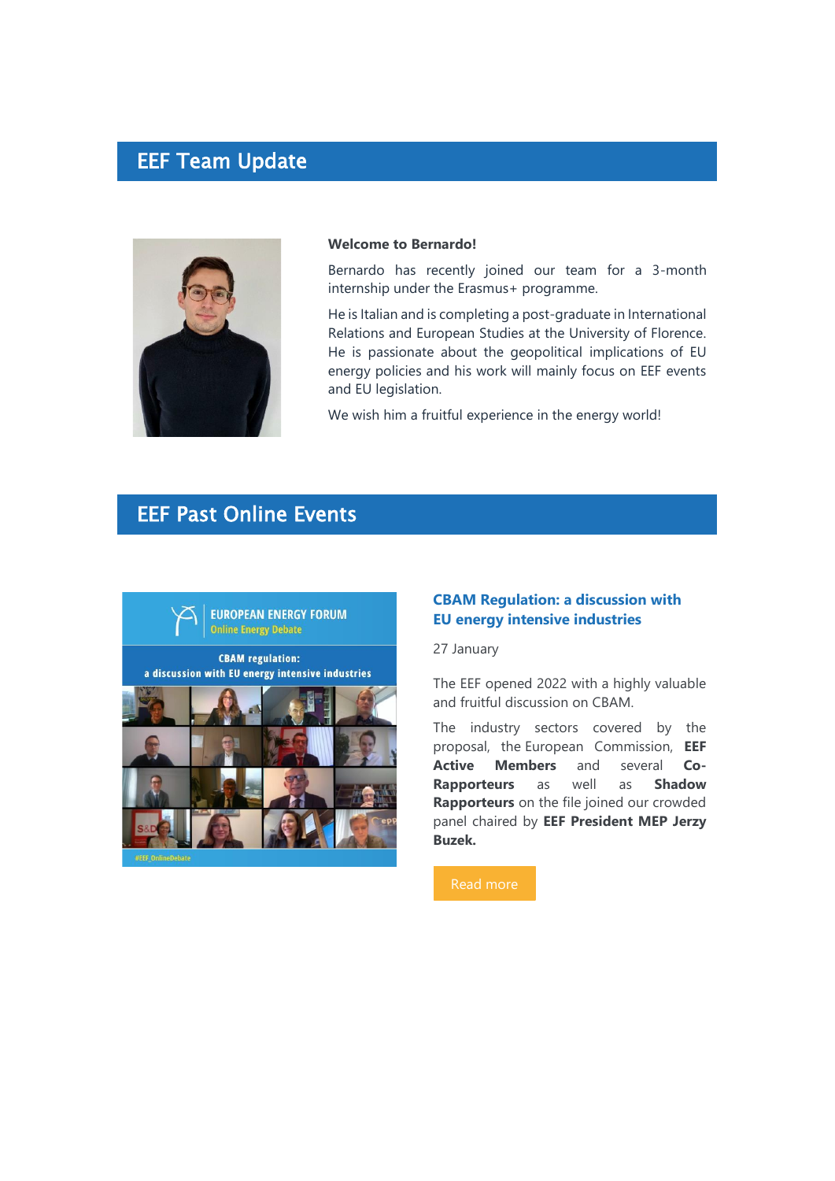## EEF Team Update

**Welcome to Bernardo!**

Bernardo has recently joined our team for a 3-month internship under the Erasmus+ programme.

He is Italian and is completing a post-graduate in International Relations and European Studies at the University of Florence. He is passionate about the geopolitical implications of EU energy policies and his work will mainly focus on EEF events and EU legislation.

We wish him a fruitful experience in the energy world!

## EEF Past Online Events

### CBAM Regulation: a discussion with EU energy intensive industries

27 January

The EEF opened 2022 with a highly valuable and fruitful discussion on CBAM.

The industry sectors covered by the proposal, the European Commission, **EEF Active Members** and several **Co-Rapporteurs** as well as **Shadow Rapporteurs** on the file joined our crowded panel chaired by **EEF President MEP Jerzy Buzek.**

Read more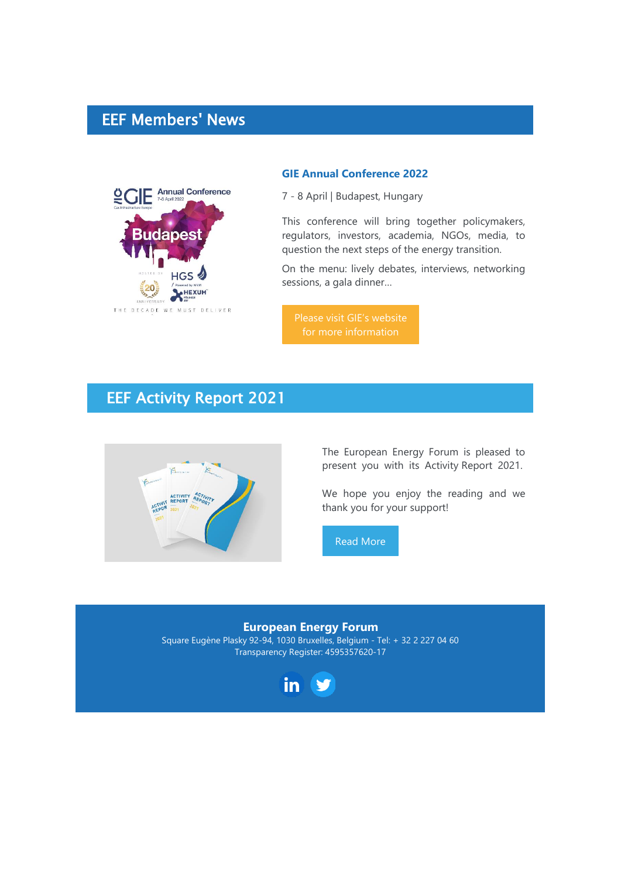## EEF Members' News

### GIE Annual Conference 2022

7 - 8 April | Budapest, Hungary

This conference will bring together policymakers, regulators, investors, academia, NGOs, media, to question the next steps of the energy transition.

On the menu: lively debates, interviews, networking sessions, a gala dinner...

Please visit GIE's website for more information

## EEF Activity Report 2021

The European Energy Forum is pleased to present you with its Activity Report 2021.

We hope you enjoy the reading and we thank you for your support!

Read More

**European Energy Forum**
Square Eugène Plasky 92-94, 1030 Bruxelles, Belgium - Tel: + 32 2 227 04 60
Transparency Register: 4595357620-17